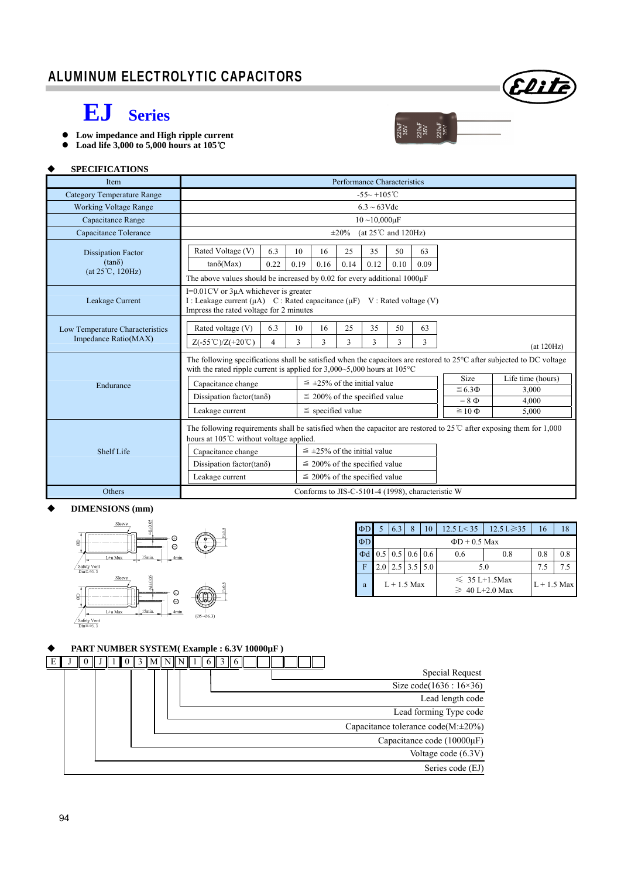# ALUMINUM ELECTROLYTIC CAPACITORS

# EJ Series

- **Low impedance and High ripple current**
- **Load life 3,000 to 5,000 hours at 105℃**

### ◆ SPECIFICATIONS

| Item | Performance Characteristics |
|---|---|
| Category Temperature Range | -55~ +105℃ |
| Working Voltage Range | 6.3 ~ 63Vdc |
| Capacitance Range | 10 ~10,000μF |
| Capacitance Tolerance | ±20% (at 25℃ and 120Hz) |
| Dissipation Factor (tanδ) (at 25℃, 120Hz) | Rated Voltage (V): 6.3 / 10 / 16 / 25 / 35 / 50 / 63; tanδ(Max): 0.22 / 0.19 / 0.16 / 0.14 / 0.12 / 0.10 / 0.09. The above values should be increased by 0.02 for every additional 1000μF |
| Leakage Current | I=0.01CV or 3μA whichever is greater; I : Leakage current (μA) C : Rated capacitance (μF) V : Rated voltage (V); Impress the rated voltage for 2 minutes |
| Low Temperature Characteristics Impedance Ratio(MAX) | Rated voltage (V): 6.3 / 10 / 16 / 25 / 35 / 50 / 63; Z(-55℃)/Z(+20℃): 4 / 3 / 3 / 3 / 3 / 3 / 3 (at 120Hz) |
| Endurance | The following specifications shall be satisfied when the capacitors are restored to 25°C after subjected to DC voltage with the rated ripple current is applied for 3,000~5,000 hours at 105°C. Capacitance change: ≦ ±25% of the initial value; Dissipation factor(tanδ): ≦ 200% of the specified value; Leakage current: ≦ specified value. Size / Life time (hours): ≦6.3Φ 3,000; = 8 Φ 4,000; ≧10 Φ 5,000 |
| Shelf Life | The following requirements shall be satisfied when the capacitor are restored to 25℃ after exposing them for 1,000 hours at 105℃ without voltage applied. Capacitance change: ≦ ±25% of the initial value; Dissipation factor(tanδ): ≦ 200% of the specified value; Leakage current: ≦ 200% of the specified value |
| Others | Conforms to JIS-C-5101-4 (1998), characteristic W |

### ◆ DIMENSIONS (mm)

| ΦD | 5 | 6.3 | 8 | 10 | 12.5 L< 35 | 12.5 L≧35 | 16 | 18 |
|---|---|---|---|---|---|---|---|---|
| ΦD | ΦD + 0.5 Max | | | | | | | |
| Φd | 0.5 | 0.5 | 0.6 | 0.6 | 0.6 | 0.8 | 0.8 | 0.8 |
| F | 2.0 | 2.5 | 3.5 | 5.0 | 5.0 | | 7.5 | 7.5 |
| a | L + 1.5 Max | | | | ≦ 35 L+1.5Max; ≧ 40 L+2.0 Max | | L + 1.5 Max | |

### ◆ PART NUMBER SYSTEM( Example : 6.3V 10000μF )

E J 0 J 1 0 3 M N N 1 6 3 6

- E J — Series code (EJ)
- 0 J — Voltage code (6.3V)
- 1 0 3 — Capacitance code (10000μF)
- M — Capacitance tolerance code(M:±20%)
- N — Lead forming Type code
- N — Lead length code
- 1 6 3 6 — Size code(1636 : 16×36)
- Special Request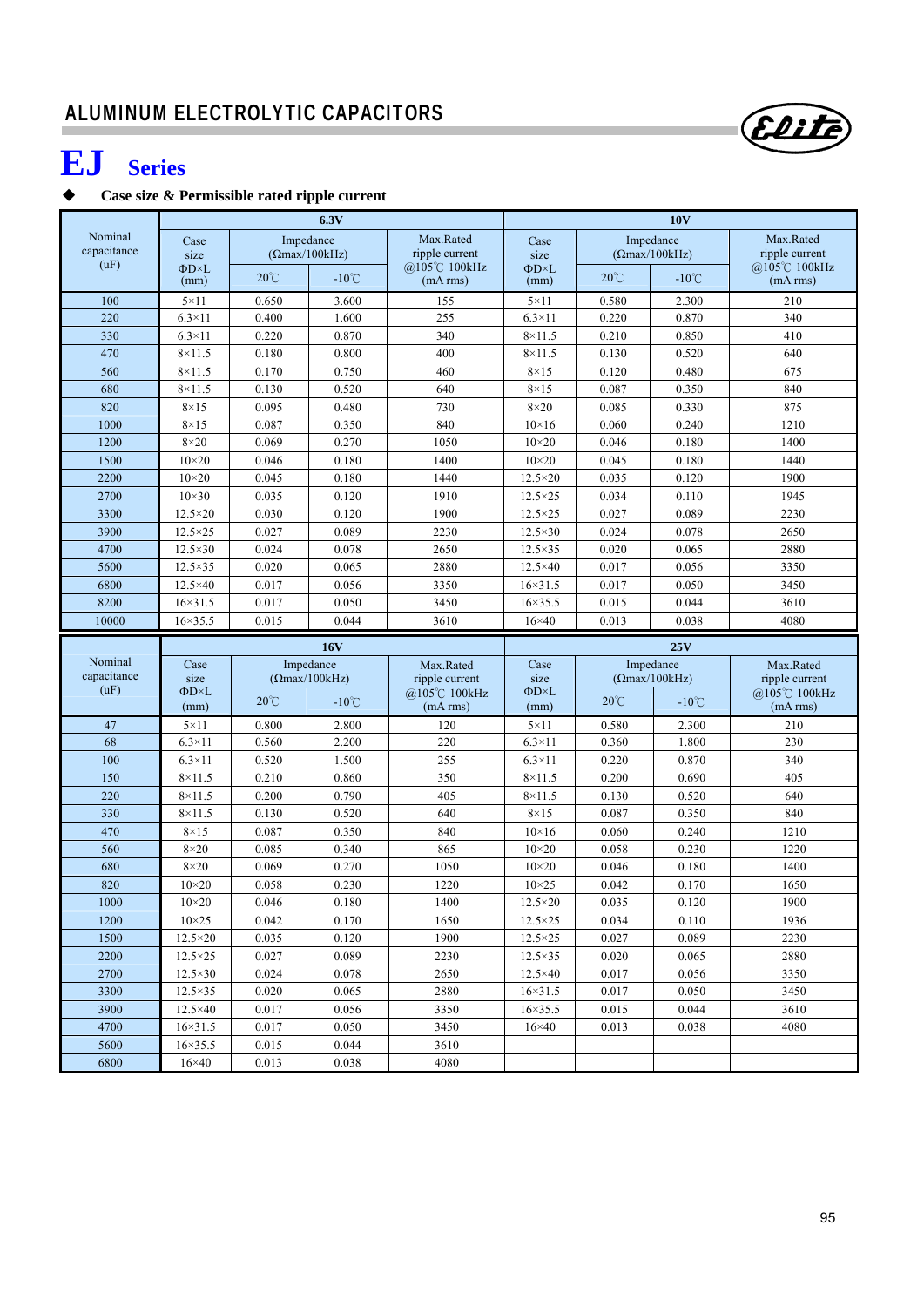# ALUMINUM ELECTROLYTIC CAPACITORS

## EJ Series

◆ **Case size & Permissible rated ripple current**

| Nominal capacitance (uF) | 6.3V | | | | 10V | | | |
|---|---|---|---|---|---|---|---|---|
| | Case size ΦD×L (mm) | Impedance (Ωmax/100kHz) | | Max.Rated ripple current @105℃ 100kHz (mA rms) | Case size ΦD×L (mm) | Impedance (Ωmax/100kHz) | | Max.Rated ripple current @105℃ 100kHz (mA rms) |
| | | 20℃ | -10℃ | | | 20℃ | -10℃ | |
| 100 | 5×11 | 0.650 | 3.600 | 155 | 5×11 | 0.580 | 2.300 | 210 |
| 220 | 6.3×11 | 0.400 | 1.600 | 255 | 6.3×11 | 0.220 | 0.870 | 340 |
| 330 | 6.3×11 | 0.220 | 0.870 | 340 | 8×11.5 | 0.210 | 0.850 | 410 |
| 470 | 8×11.5 | 0.180 | 0.800 | 400 | 8×11.5 | 0.130 | 0.520 | 640 |
| 560 | 8×11.5 | 0.170 | 0.750 | 460 | 8×15 | 0.120 | 0.480 | 675 |
| 680 | 8×11.5 | 0.130 | 0.520 | 640 | 8×15 | 0.087 | 0.350 | 840 |
| 820 | 8×15 | 0.095 | 0.480 | 730 | 8×20 | 0.085 | 0.330 | 875 |
| 1000 | 8×15 | 0.087 | 0.350 | 840 | 10×16 | 0.060 | 0.240 | 1210 |
| 1200 | 8×20 | 0.069 | 0.270 | 1050 | 10×20 | 0.046 | 0.180 | 1400 |
| 1500 | 10×20 | 0.046 | 0.180 | 1400 | 10×20 | 0.045 | 0.180 | 1440 |
| 2200 | 10×20 | 0.045 | 0.180 | 1440 | 12.5×20 | 0.035 | 0.120 | 1900 |
| 2700 | 10×30 | 0.035 | 0.120 | 1910 | 12.5×25 | 0.034 | 0.110 | 1945 |
| 3300 | 12.5×20 | 0.030 | 0.120 | 1900 | 12.5×25 | 0.027 | 0.089 | 2230 |
| 3900 | 12.5×25 | 0.027 | 0.089 | 2230 | 12.5×30 | 0.024 | 0.078 | 2650 |
| 4700 | 12.5×30 | 0.024 | 0.078 | 2650 | 12.5×35 | 0.020 | 0.065 | 2880 |
| 5600 | 12.5×35 | 0.020 | 0.065 | 2880 | 12.5×40 | 0.017 | 0.056 | 3350 |
| 6800 | 12.5×40 | 0.017 | 0.056 | 3350 | 16×31.5 | 0.017 | 0.050 | 3450 |
| 8200 | 16×31.5 | 0.017 | 0.050 | 3450 | 16×35.5 | 0.015 | 0.044 | 3610 |
| 10000 | 16×35.5 | 0.015 | 0.044 | 3610 | 16×40 | 0.013 | 0.038 | 4080 |

| Nominal capacitance (uF) | 16V | | | | 25V | | | |
|---|---|---|---|---|---|---|---|---|
| | Case size ΦD×L (mm) | Impedance (Ωmax/100kHz) | | Max.Rated ripple current @105℃ 100kHz (mA rms) | Case size ΦD×L (mm) | Impedance (Ωmax/100kHz) | | Max.Rated ripple current @105℃ 100kHz (mA rms) |
| | | 20℃ | -10℃ | | | 20℃ | -10℃ | |
| 47 | 5×11 | 0.800 | 2.800 | 120 | 5×11 | 0.580 | 2.300 | 210 |
| 68 | 6.3×11 | 0.560 | 2.200 | 220 | 6.3×11 | 0.360 | 1.800 | 230 |
| 100 | 6.3×11 | 0.520 | 1.500 | 255 | 6.3×11 | 0.220 | 0.870 | 340 |
| 150 | 8×11.5 | 0.210 | 0.860 | 350 | 8×11.5 | 0.200 | 0.690 | 405 |
| 220 | 8×11.5 | 0.200 | 0.790 | 405 | 8×11.5 | 0.130 | 0.520 | 640 |
| 330 | 8×11.5 | 0.130 | 0.520 | 640 | 8×15 | 0.087 | 0.350 | 840 |
| 470 | 8×15 | 0.087 | 0.350 | 840 | 10×16 | 0.060 | 0.240 | 1210 |
| 560 | 8×20 | 0.085 | 0.340 | 865 | 10×20 | 0.058 | 0.230 | 1220 |
| 680 | 8×20 | 0.069 | 0.270 | 1050 | 10×20 | 0.046 | 0.180 | 1400 |
| 820 | 10×20 | 0.058 | 0.230 | 1220 | 10×25 | 0.042 | 0.170 | 1650 |
| 1000 | 10×20 | 0.046 | 0.180 | 1400 | 12.5×20 | 0.035 | 0.120 | 1900 |
| 1200 | 10×25 | 0.042 | 0.170 | 1650 | 12.5×25 | 0.034 | 0.110 | 1936 |
| 1500 | 12.5×20 | 0.035 | 0.120 | 1900 | 12.5×25 | 0.027 | 0.089 | 2230 |
| 2200 | 12.5×25 | 0.027 | 0.089 | 2230 | 12.5×35 | 0.020 | 0.065 | 2880 |
| 2700 | 12.5×30 | 0.024 | 0.078 | 2650 | 12.5×40 | 0.017 | 0.056 | 3350 |
| 3300 | 12.5×35 | 0.020 | 0.065 | 2880 | 16×31.5 | 0.017 | 0.050 | 3450 |
| 3900 | 12.5×40 | 0.017 | 0.056 | 3350 | 16×35.5 | 0.015 | 0.044 | 3610 |
| 4700 | 16×31.5 | 0.017 | 0.050 | 3450 | 16×40 | 0.013 | 0.038 | 4080 |
| 5600 | 16×35.5 | 0.015 | 0.044 | 3610 | | | | |
| 6800 | 16×40 | 0.013 | 0.038 | 4080 | | | | |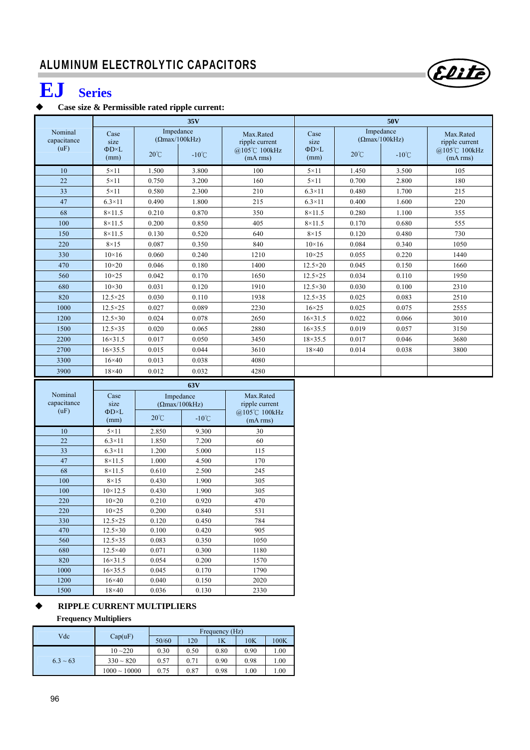# ALUMINUM ELECTROLYTIC CAPACITORS

# EJ Series

◆ **Case size & Permissible rated ripple current:**

| Nominal capacitance (uF) | 35V | | | | 50V | | | |
|---|---|---|---|---|---|---|---|---|
| | Case size ΦD×L (mm) | Impedance (Ωmax/100kHz) 20℃ | Impedance (Ωmax/100kHz) -10℃ | Max.Rated ripple current @105℃ 100kHz (mA rms) | Case size ΦD×L (mm) | Impedance (Ωmax/100kHz) 20℃ | Impedance (Ωmax/100kHz) -10℃ | Max.Rated ripple current @105℃ 100kHz (mA rms) |
| 10 | 5×11 | 1.500 | 3.800 | 100 | 5×11 | 1.450 | 3.500 | 105 |
| 22 | 5×11 | 0.750 | 3.200 | 160 | 5×11 | 0.700 | 2.800 | 180 |
| 33 | 5×11 | 0.580 | 2.300 | 210 | 6.3×11 | 0.480 | 1.700 | 215 |
| 47 | 6.3×11 | 0.490 | 1.800 | 215 | 6.3×11 | 0.400 | 1.600 | 220 |
| 68 | 8×11.5 | 0.210 | 0.870 | 350 | 8×11.5 | 0.280 | 1.100 | 355 |
| 100 | 8×11.5 | 0.200 | 0.850 | 405 | 8×11.5 | 0.170 | 0.680 | 555 |
| 150 | 8×11.5 | 0.130 | 0.520 | 640 | 8×15 | 0.120 | 0.480 | 730 |
| 220 | 8×15 | 0.087 | 0.350 | 840 | 10×16 | 0.084 | 0.340 | 1050 |
| 330 | 10×16 | 0.060 | 0.240 | 1210 | 10×25 | 0.055 | 0.220 | 1440 |
| 470 | 10×20 | 0.046 | 0.180 | 1400 | 12.5×20 | 0.045 | 0.150 | 1660 |
| 560 | 10×25 | 0.042 | 0.170 | 1650 | 12.5×25 | 0.034 | 0.110 | 1950 |
| 680 | 10×30 | 0.031 | 0.120 | 1910 | 12.5×30 | 0.030 | 0.100 | 2310 |
| 820 | 12.5×25 | 0.030 | 0.110 | 1938 | 12.5×35 | 0.025 | 0.083 | 2510 |
| 1000 | 12.5×25 | 0.027 | 0.089 | 2230 | 16×25 | 0.025 | 0.075 | 2555 |
| 1200 | 12.5×30 | 0.024 | 0.078 | 2650 | 16×31.5 | 0.022 | 0.066 | 3010 |
| 1500 | 12.5×35 | 0.020 | 0.065 | 2880 | 16×35.5 | 0.019 | 0.057 | 3150 |
| 2200 | 16×31.5 | 0.017 | 0.050 | 3450 | 18×35.5 | 0.017 | 0.046 | 3680 |
| 2700 | 16×35.5 | 0.015 | 0.044 | 3610 | 18×40 | 0.014 | 0.038 | 3800 |
| 3300 | 16×40 | 0.013 | 0.038 | 4080 | | | | |
| 3900 | 18×40 | 0.012 | 0.032 | 4280 | | | | |

| Nominal capacitance (uF) | 63V | | | |
|---|---|---|---|---|
| | Case size ΦD×L (mm) | Impedance (Ωmax/100kHz) 20℃ | Impedance (Ωmax/100kHz) -10℃ | Max.Rated ripple current @105℃ 100kHz (mA rms) |
| 10 | 5×11 | 2.850 | 9.300 | 30 |
| 22 | 6.3×11 | 1.850 | 7.200 | 60 |
| 33 | 6.3×11 | 1.200 | 5.000 | 115 |
| 47 | 8×11.5 | 1.000 | 4.500 | 170 |
| 68 | 8×11.5 | 0.610 | 2.500 | 245 |
| 100 | 8×15 | 0.430 | 1.900 | 305 |
| 100 | 10×12.5 | 0.430 | 1.900 | 305 |
| 220 | 10×20 | 0.210 | 0.920 | 470 |
| 220 | 10×25 | 0.200 | 0.840 | 531 |
| 330 | 12.5×25 | 0.120 | 0.450 | 784 |
| 470 | 12.5×30 | 0.100 | 0.420 | 905 |
| 560 | 12.5×35 | 0.083 | 0.350 | 1050 |
| 680 | 12.5×40 | 0.071 | 0.300 | 1180 |
| 820 | 16×31.5 | 0.054 | 0.200 | 1570 |
| 1000 | 16×35.5 | 0.045 | 0.170 | 1790 |
| 1200 | 16×40 | 0.040 | 0.150 | 2020 |
| 1500 | 18×40 | 0.036 | 0.130 | 2330 |

◆ **RIPPLE CURRENT MULTIPLIERS**

**Frequency Multipliers**

| Vdc | Cap(uF) | Frequency (Hz) | | | | |
|---|---|---|---|---|---|---|
| | | 50/60 | 120 | 1K | 10K | 100K |
| 6.3 ~ 63 | 10 ~220 | 0.30 | 0.50 | 0.80 | 0.90 | 1.00 |
| | 330 ~ 820 | 0.57 | 0.71 | 0.90 | 0.98 | 1.00 |
| | 1000 ~ 10000 | 0.75 | 0.87 | 0.98 | 1.00 | 1.00 |